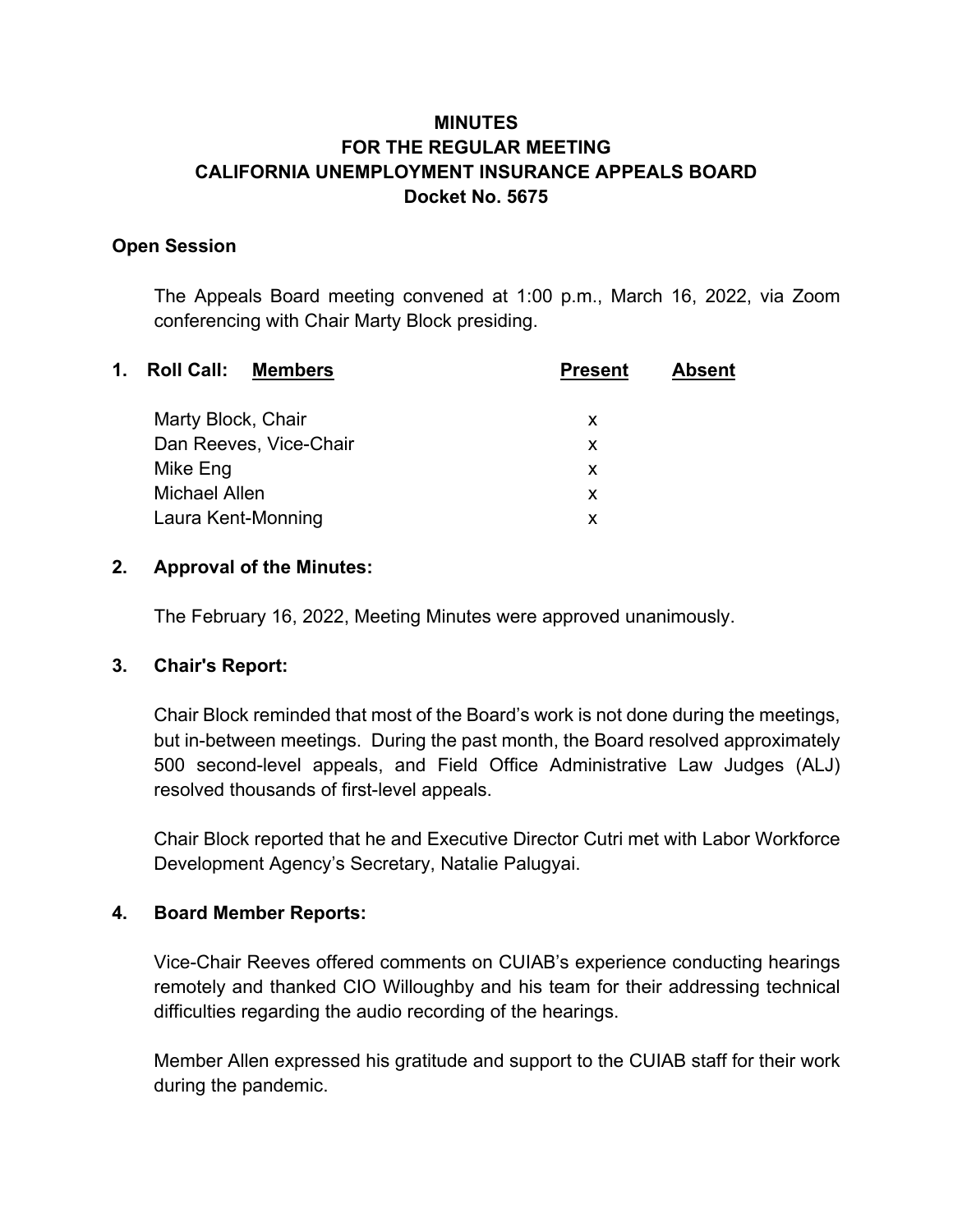# MINUTES
# FOR THE REGULAR MEETING
# CALIFORNIA UNEMPLOYMENT INSURANCE APPEALS BOARD
# Docket No. 5675

## Open Session

The Appeals Board meeting convened at 1:00 p.m., March 16, 2022, via Zoom conferencing with Chair Marty Block presiding.

## 1. Roll Call:

| Members | Present | Absent |
|---|---|---|
| Marty Block, Chair | x | |
| Dan Reeves, Vice-Chair | x | |
| Mike Eng | x | |
| Michael Allen | x | |
| Laura Kent-Monning | x | |

## 2. Approval of the Minutes:

The February 16, 2022, Meeting Minutes were approved unanimously.

## 3. Chair's Report:

Chair Block reminded that most of the Board's work is not done during the meetings, but in-between meetings. During the past month, the Board resolved approximately 500 second-level appeals, and Field Office Administrative Law Judges (ALJ) resolved thousands of first-level appeals.

Chair Block reported that he and Executive Director Cutri met with Labor Workforce Development Agency's Secretary, Natalie Palugyai.

## 4. Board Member Reports:

Vice-Chair Reeves offered comments on CUIAB's experience conducting hearings remotely and thanked CIO Willoughby and his team for their addressing technical difficulties regarding the audio recording of the hearings.

Member Allen expressed his gratitude and support to the CUIAB staff for their work during the pandemic.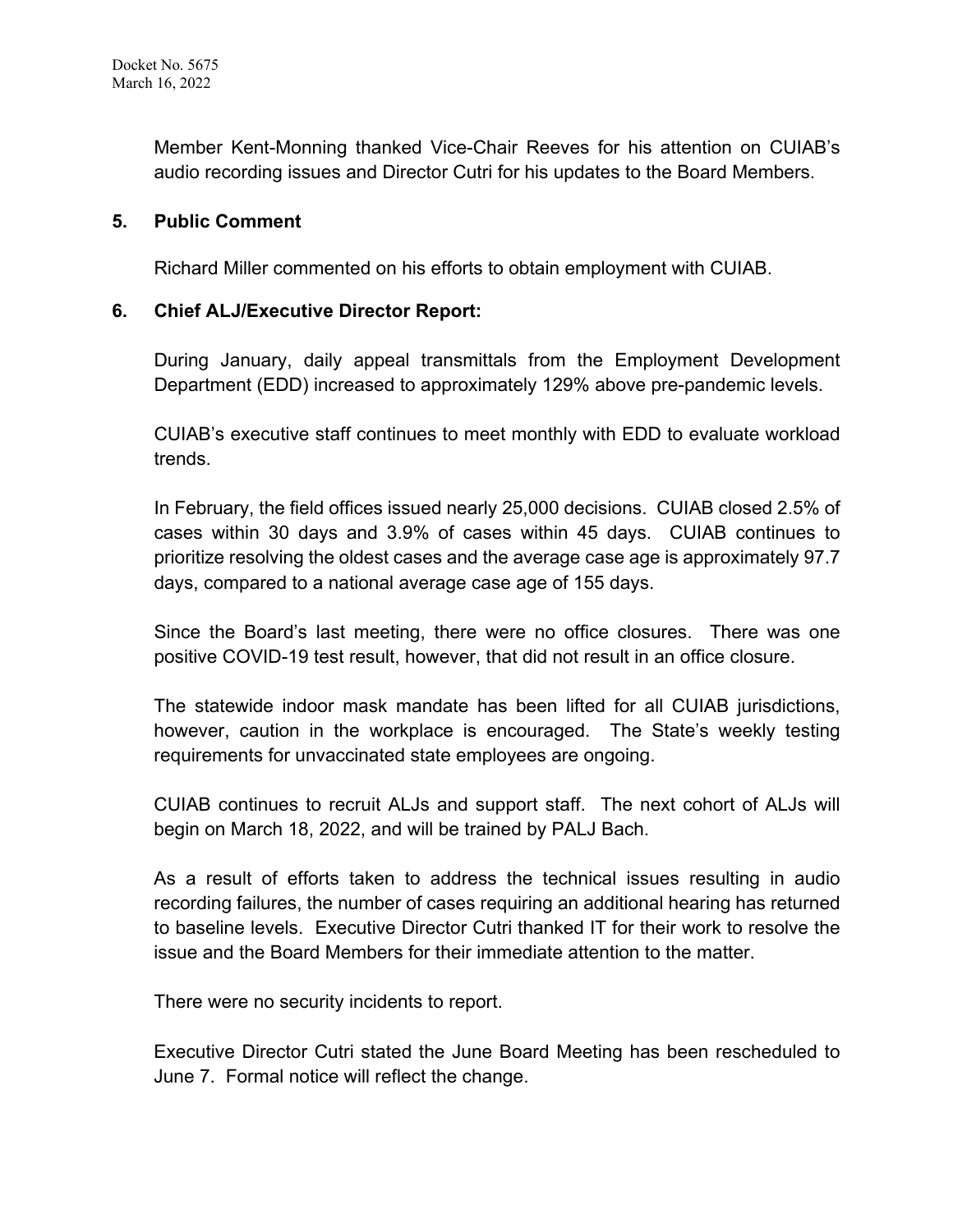Member Kent-Monning thanked Vice-Chair Reeves for his attention on CUIAB's audio recording issues and Director Cutri for his updates to the Board Members.

**5. Public Comment**

Richard Miller commented on his efforts to obtain employment with CUIAB.

**6. Chief ALJ/Executive Director Report:**

During January, daily appeal transmittals from the Employment Development Department (EDD) increased to approximately 129% above pre-pandemic levels.

CUIAB's executive staff continues to meet monthly with EDD to evaluate workload trends.

In February, the field offices issued nearly 25,000 decisions. CUIAB closed 2.5% of cases within 30 days and 3.9% of cases within 45 days. CUIAB continues to prioritize resolving the oldest cases and the average case age is approximately 97.7 days, compared to a national average case age of 155 days.

Since the Board's last meeting, there were no office closures. There was one positive COVID-19 test result, however, that did not result in an office closure.

The statewide indoor mask mandate has been lifted for all CUIAB jurisdictions, however, caution in the workplace is encouraged. The State's weekly testing requirements for unvaccinated state employees are ongoing.

CUIAB continues to recruit ALJs and support staff. The next cohort of ALJs will begin on March 18, 2022, and will be trained by PALJ Bach.

As a result of efforts taken to address the technical issues resulting in audio recording failures, the number of cases requiring an additional hearing has returned to baseline levels. Executive Director Cutri thanked IT for their work to resolve the issue and the Board Members for their immediate attention to the matter.

There were no security incidents to report.

Executive Director Cutri stated the June Board Meeting has been rescheduled to June 7. Formal notice will reflect the change.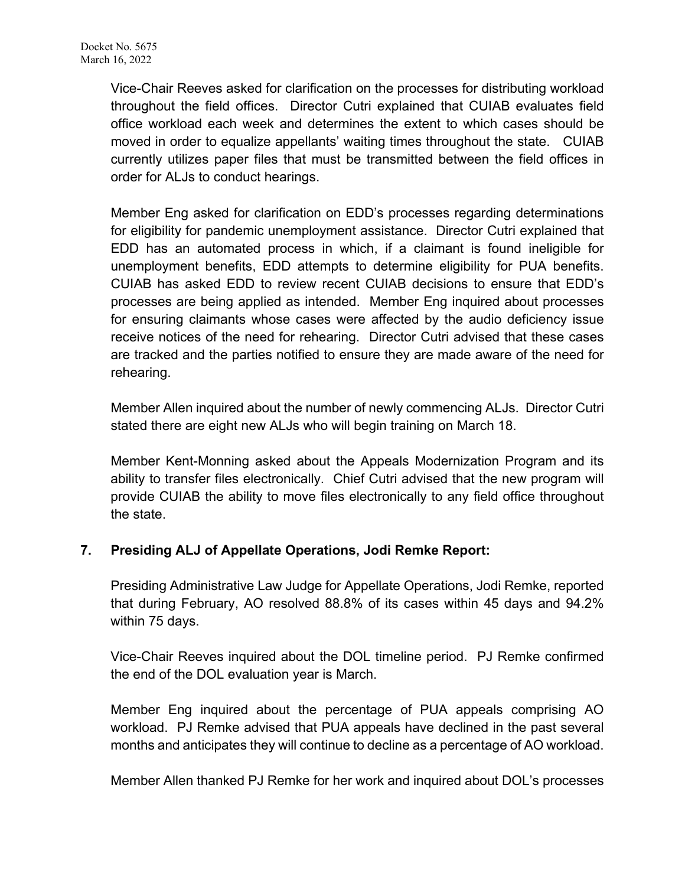Vice-Chair Reeves asked for clarification on the processes for distributing workload throughout the field offices. Director Cutri explained that CUIAB evaluates field office workload each week and determines the extent to which cases should be moved in order to equalize appellants' waiting times throughout the state. CUIAB currently utilizes paper files that must be transmitted between the field offices in order for ALJs to conduct hearings.

Member Eng asked for clarification on EDD's processes regarding determinations for eligibility for pandemic unemployment assistance. Director Cutri explained that EDD has an automated process in which, if a claimant is found ineligible for unemployment benefits, EDD attempts to determine eligibility for PUA benefits. CUIAB has asked EDD to review recent CUIAB decisions to ensure that EDD's processes are being applied as intended. Member Eng inquired about processes for ensuring claimants whose cases were affected by the audio deficiency issue receive notices of the need for rehearing. Director Cutri advised that these cases are tracked and the parties notified to ensure they are made aware of the need for rehearing.

Member Allen inquired about the number of newly commencing ALJs. Director Cutri stated there are eight new ALJs who will begin training on March 18.

Member Kent-Monning asked about the Appeals Modernization Program and its ability to transfer files electronically. Chief Cutri advised that the new program will provide CUIAB the ability to move files electronically to any field office throughout the state.

## 7. Presiding ALJ of Appellate Operations, Jodi Remke Report:

Presiding Administrative Law Judge for Appellate Operations, Jodi Remke, reported that during February, AO resolved 88.8% of its cases within 45 days and 94.2% within 75 days.

Vice-Chair Reeves inquired about the DOL timeline period. PJ Remke confirmed the end of the DOL evaluation year is March.

Member Eng inquired about the percentage of PUA appeals comprising AO workload. PJ Remke advised that PUA appeals have declined in the past several months and anticipates they will continue to decline as a percentage of AO workload.

Member Allen thanked PJ Remke for her work and inquired about DOL's processes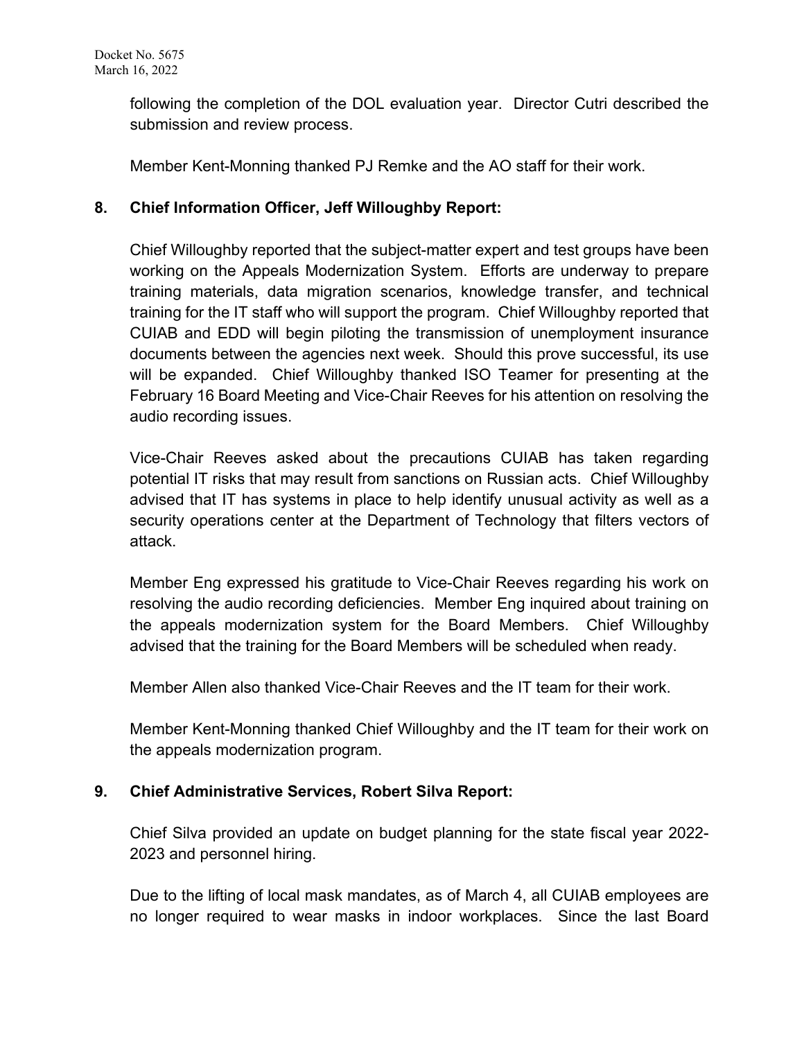following the completion of the DOL evaluation year. Director Cutri described the submission and review process.

Member Kent-Monning thanked PJ Remke and the AO staff for their work.

**8. Chief Information Officer, Jeff Willoughby Report:**

Chief Willoughby reported that the subject-matter expert and test groups have been working on the Appeals Modernization System. Efforts are underway to prepare training materials, data migration scenarios, knowledge transfer, and technical training for the IT staff who will support the program. Chief Willoughby reported that CUIAB and EDD will begin piloting the transmission of unemployment insurance documents between the agencies next week. Should this prove successful, its use will be expanded. Chief Willoughby thanked ISO Teamer for presenting at the February 16 Board Meeting and Vice-Chair Reeves for his attention on resolving the audio recording issues.

Vice-Chair Reeves asked about the precautions CUIAB has taken regarding potential IT risks that may result from sanctions on Russian acts. Chief Willoughby advised that IT has systems in place to help identify unusual activity as well as a security operations center at the Department of Technology that filters vectors of attack.

Member Eng expressed his gratitude to Vice-Chair Reeves regarding his work on resolving the audio recording deficiencies. Member Eng inquired about training on the appeals modernization system for the Board Members. Chief Willoughby advised that the training for the Board Members will be scheduled when ready.

Member Allen also thanked Vice-Chair Reeves and the IT team for their work.

Member Kent-Monning thanked Chief Willoughby and the IT team for their work on the appeals modernization program.

**9. Chief Administrative Services, Robert Silva Report:**

Chief Silva provided an update on budget planning for the state fiscal year 2022-2023 and personnel hiring.

Due to the lifting of local mask mandates, as of March 4, all CUIAB employees are no longer required to wear masks in indoor workplaces. Since the last Board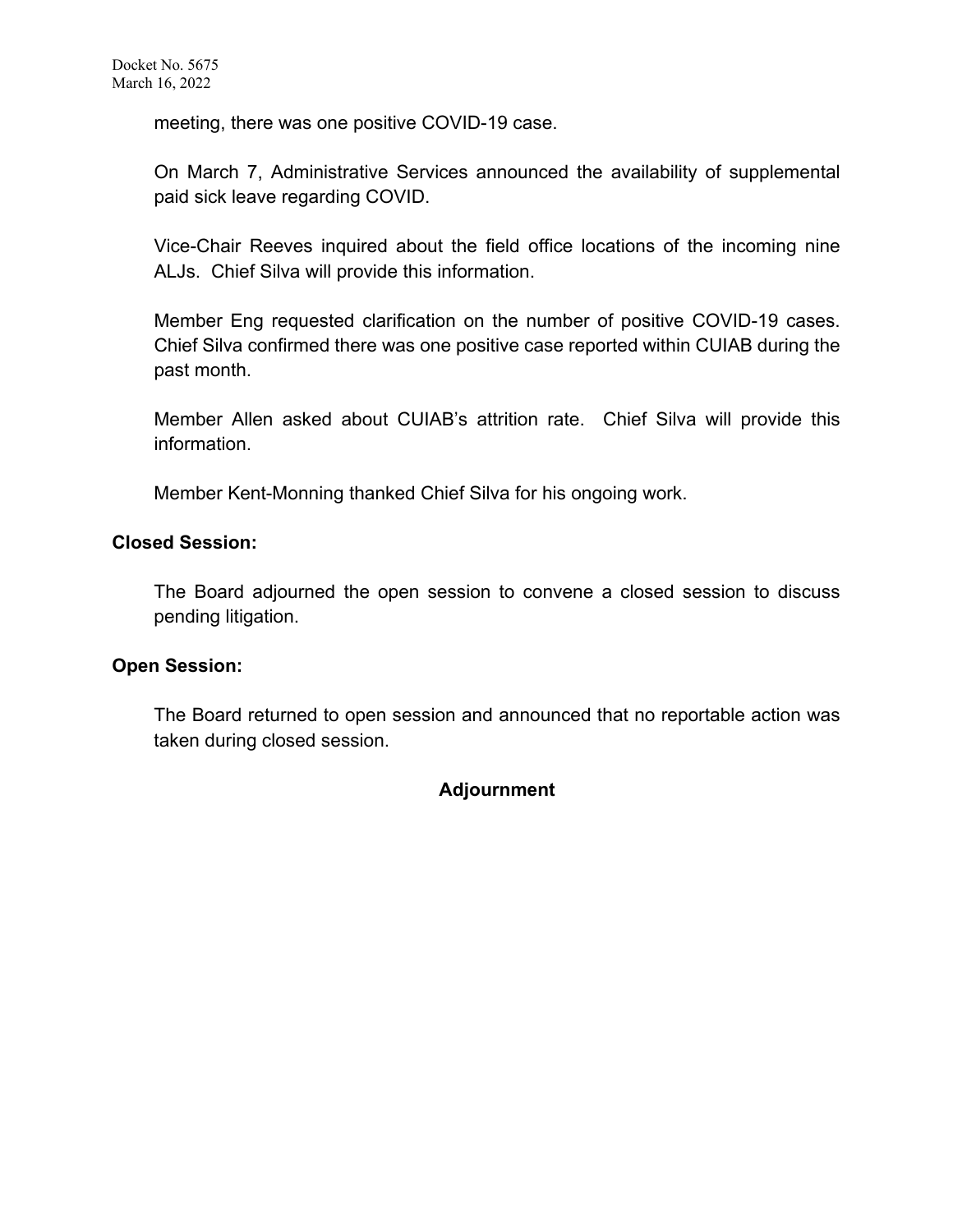meeting, there was one positive COVID-19 case.

On March 7, Administrative Services announced the availability of supplemental paid sick leave regarding COVID.

Vice-Chair Reeves inquired about the field office locations of the incoming nine ALJs. Chief Silva will provide this information.

Member Eng requested clarification on the number of positive COVID-19 cases. Chief Silva confirmed there was one positive case reported within CUIAB during the past month.

Member Allen asked about CUIAB's attrition rate. Chief Silva will provide this information.

Member Kent-Monning thanked Chief Silva for his ongoing work.

**Closed Session:**

The Board adjourned the open session to convene a closed session to discuss pending litigation.

**Open Session:**

The Board returned to open session and announced that no reportable action was taken during closed session.

**Adjournment**